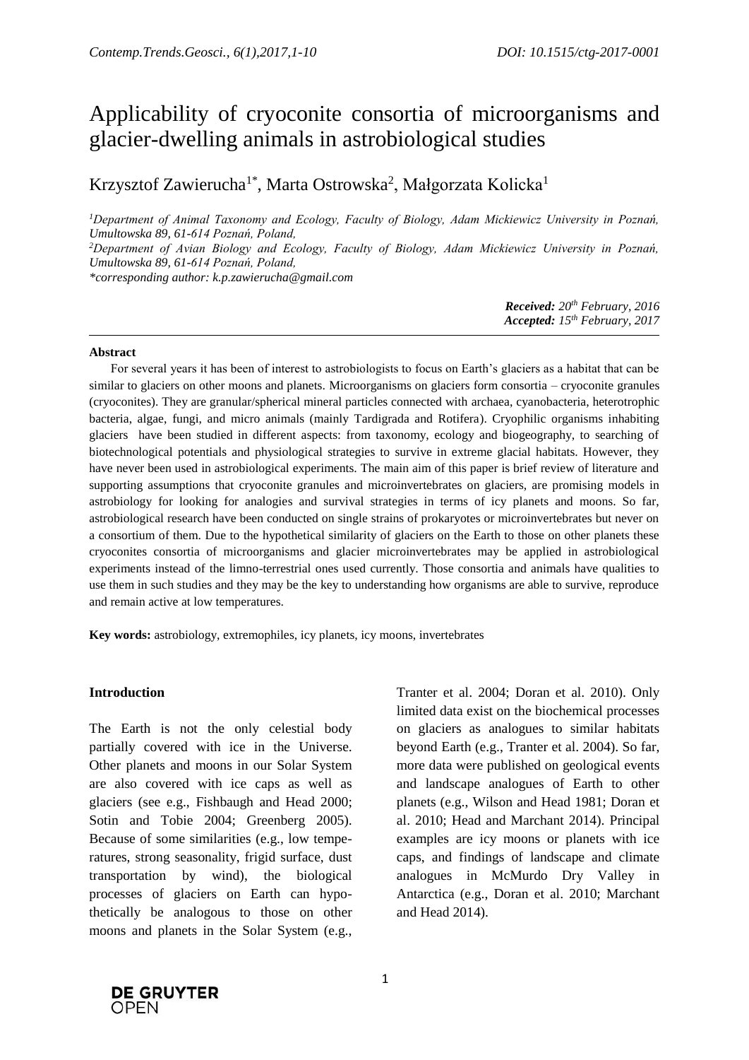# Applicability of cryoconite consortia of microorganisms and glacier-dwelling animals in astrobiological studies

Krzysztof Zawierucha[1*], Marta Ostrowska[2], Małgorzata Kolicka[1]

[1]*Department of Animal Taxonomy and Ecology, Faculty of Biology, Adam Mickiewicz University in Poznań, Umultowska 89, 61-614 Poznań, Poland,*
[2]*Department of Avian Biology and Ecology, Faculty of Biology, Adam Mickiewicz University in Poznań, Umultowska 89, 61-614 Poznań, Poland,*
*\*corresponding author: k.p.zawierucha@gmail.com*

***Received:** 20th February, 2016*
***Accepted:** 15th February, 2017*

---

**Abstract**

For several years it has been of interest to astrobiologists to focus on Earth's glaciers as a habitat that can be similar to glaciers on other moons and planets. Microorganisms on glaciers form consortia – cryoconite granules (cryoconites). They are granular/spherical mineral particles connected with archaea, cyanobacteria, heterotrophic bacteria, algae, fungi, and micro animals (mainly Tardigrada and Rotifera). Cryophilic organisms inhabiting glaciers have been studied in different aspects: from taxonomy, ecology and biogeography, to searching of biotechnological potentials and physiological strategies to survive in extreme glacial habitats. However, they have never been used in astrobiological experiments. The main aim of this paper is brief review of literature and supporting assumptions that cryoconite granules and microinvertebrates on glaciers, are promising models in astrobiology for looking for analogies and survival strategies in terms of icy planets and moons. So far, astrobiological research have been conducted on single strains of prokaryotes or microinvertebrates but never on a consortium of them. Due to the hypothetical similarity of glaciers on the Earth to those on other planets these cryoconites consortia of microorganisms and glacier microinvertebrates may be applied in astrobiological experiments instead of the limno-terrestrial ones used currently. Those consortia and animals have qualities to use them in such studies and they may be the key to understanding how organisms are able to survive, reproduce and remain active at low temperatures.

**Key words:** astrobiology, extremophiles, icy planets, icy moons, invertebrates

## Introduction

The Earth is not the only celestial body partially covered with ice in the Universe. Other planets and moons in our Solar System are also covered with ice caps as well as glaciers (see e.g., Fishbaugh and Head 2000; Sotin and Tobie 2004; Greenberg 2005). Because of some similarities (e.g., low temperatures, strong seasonality, frigid surface, dust transportation by wind), the biological processes of glaciers on Earth can hypothetically be analogous to those on other moons and planets in the Solar System (e.g., Tranter et al. 2004; Doran et al. 2010). Only limited data exist on the biochemical processes on glaciers as analogues to similar habitats beyond Earth (e.g., Tranter et al. 2004). So far, more data were published on geological events and landscape analogues of Earth to other planets (e.g., Wilson and Head 1981; Doran et al. 2010; Head and Marchant 2014). Principal examples are icy moons or planets with ice caps, and findings of landscape and climate analogues in McMurdo Dry Valley in Antarctica (e.g., Doran et al. 2010; Marchant and Head 2014).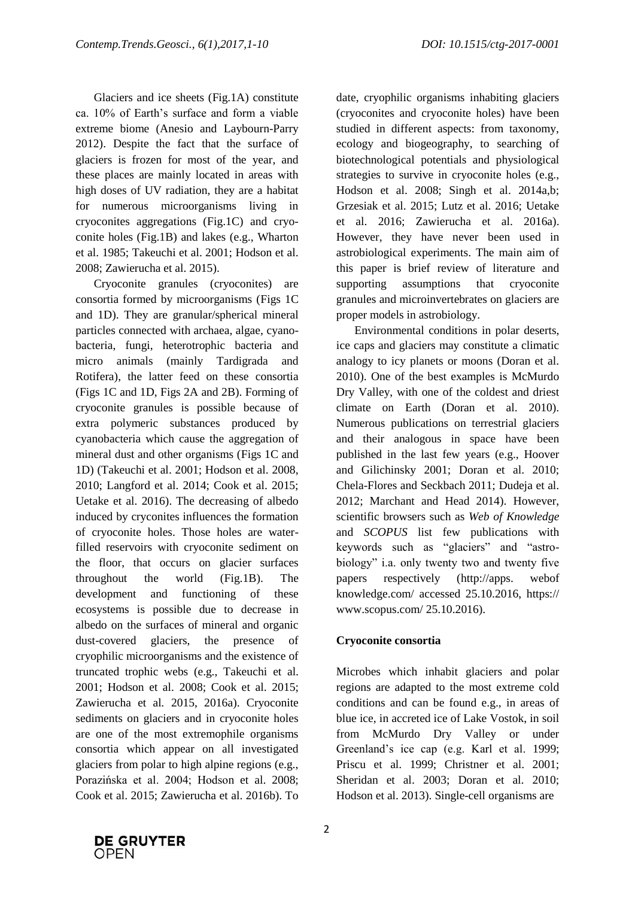Glaciers and ice sheets (Fig.1A) constitute ca. 10% of Earth's surface and form a viable extreme biome (Anesio and Laybourn-Parry 2012). Despite the fact that the surface of glaciers is frozen for most of the year, and these places are mainly located in areas with high doses of UV radiation, they are a habitat for numerous microorganisms living in cryoconites aggregations (Fig.1C) and cryoconite holes (Fig.1B) and lakes (e.g., Wharton et al. 1985; Takeuchi et al. 2001; Hodson et al. 2008; Zawierucha et al. 2015).

Cryoconite granules (cryoconites) are consortia formed by microorganisms (Figs 1C and 1D). They are granular/spherical mineral particles connected with archaea, algae, cyanobacteria, fungi, heterotrophic bacteria and micro animals (mainly Tardigrada and Rotifera), the latter feed on these consortia (Figs 1C and 1D, Figs 2A and 2B). Forming of cryoconite granules is possible because of extra polymeric substances produced by cyanobacteria which cause the aggregation of mineral dust and other organisms (Figs 1C and 1D) (Takeuchi et al. 2001; Hodson et al. 2008, 2010; Langford et al. 2014; Cook et al. 2015; Uetake et al. 2016). The decreasing of albedo induced by cryconites influences the formation of cryoconite holes. Those holes are water-filled reservoirs with cryoconite sediment on the floor, that occurs on glacier surfaces throughout the world (Fig.1B). The development and functioning of these ecosystems is possible due to decrease in albedo on the surfaces of mineral and organic dust-covered glaciers, the presence of cryophilic microorganisms and the existence of truncated trophic webs (e.g., Takeuchi et al. 2001; Hodson et al. 2008; Cook et al. 2015; Zawierucha et al. 2015, 2016a). Cryoconite sediments on glaciers and in cryoconite holes are one of the most extremophile organisms consortia which appear on all investigated glaciers from polar to high alpine regions (e.g., Porazińska et al. 2004; Hodson et al. 2008; Cook et al. 2015; Zawierucha et al. 2016b). To date, cryophilic organisms inhabiting glaciers (cryoconites and cryoconite holes) have been studied in different aspects: from taxonomy, ecology and biogeography, to searching of biotechnological potentials and physiological strategies to survive in cryoconite holes (e.g., Hodson et al. 2008; Singh et al. 2014a,b; Grzesiak et al. 2015; Lutz et al. 2016; Uetake et al. 2016; Zawierucha et al. 2016a). However, they have never been used in astrobiological experiments. The main aim of this paper is brief review of literature and supporting assumptions that cryoconite granules and microinvertebrates on glaciers are proper models in astrobiology.

Environmental conditions in polar deserts, ice caps and glaciers may constitute a climatic analogy to icy planets or moons (Doran et al. 2010). One of the best examples is McMurdo Dry Valley, with one of the coldest and driest climate on Earth (Doran et al. 2010). Numerous publications on terrestrial glaciers and their analogous in space have been published in the last few years (e.g., Hoover and Gilichinsky 2001; Doran et al. 2010; Chela-Flores and Seckbach 2011; Dudeja et al. 2012; Marchant and Head 2014). However, scientific browsers such as *Web of Knowledge* and *SCOPUS* list few publications with keywords such as "glaciers" and "astrobiology" i.a. only twenty two and twenty five papers respectively (http://apps.webofknowledge.com/ accessed 25.10.2016, https://www.scopus.com/ 25.10.2016).

**Cryoconite consortia**

Microbes which inhabit glaciers and polar regions are adapted to the most extreme cold conditions and can be found e.g., in areas of blue ice, in accreted ice of Lake Vostok, in soil from McMurdo Dry Valley or under Greenland's ice cap (e.g. Karl et al. 1999; Priscu et al. 1999; Christner et al. 2001; Sheridan et al. 2003; Doran et al. 2010; Hodson et al. 2013). Single-cell organisms are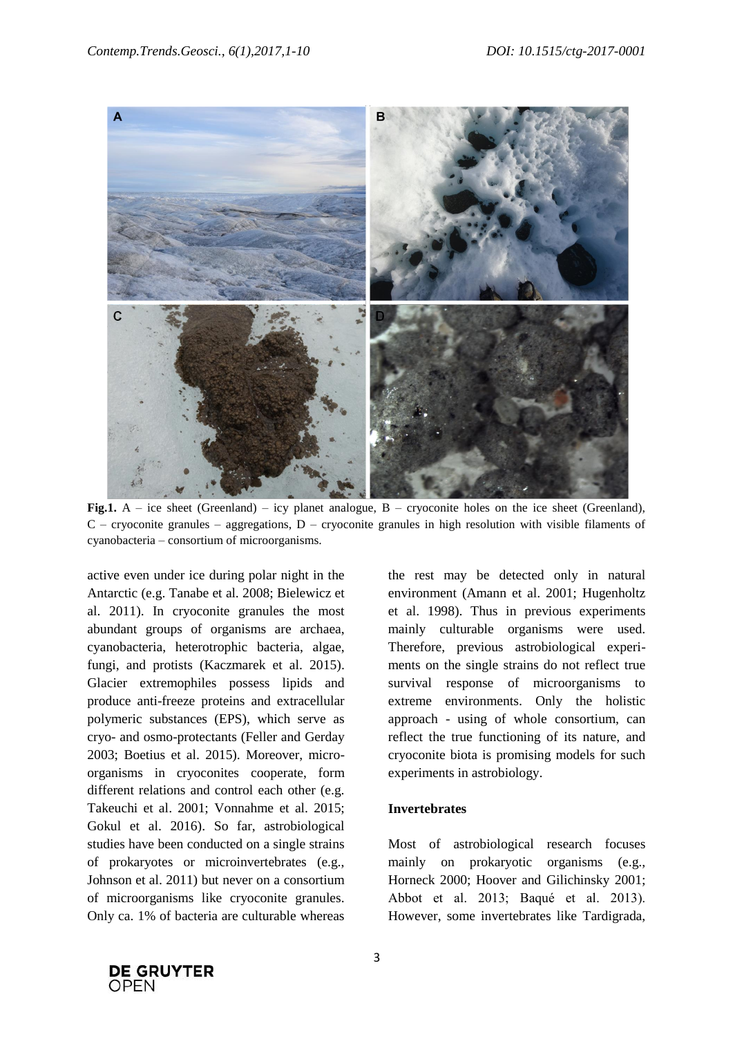**Fig.1.** A – ice sheet (Greenland) – icy planet analogue, B – cryoconite holes on the ice sheet (Greenland), C – cryoconite granules – aggregations, D – cryoconite granules in high resolution with visible filaments of cyanobacteria – consortium of microorganisms.

active even under ice during polar night in the Antarctic (e.g. Tanabe et al. 2008; Bielewicz et al. 2011). In cryoconite granules the most abundant groups of organisms are archaea, cyanobacteria, heterotrophic bacteria, algae, fungi, and protists (Kaczmarek et al. 2015). Glacier extremophiles possess lipids and produce anti-freeze proteins and extracellular polymeric substances (EPS), which serve as cryo- and osmo-protectants (Feller and Gerday 2003; Boetius et al. 2015). Moreover, microorganisms in cryoconites cooperate, form different relations and control each other (e.g. Takeuchi et al. 2001; Vonnahme et al. 2015; Gokul et al. 2016). So far, astrobiological studies have been conducted on a single strains of prokaryotes or microinvertebrates (e.g., Johnson et al. 2011) but never on a consortium of microorganisms like cryoconite granules. Only ca. 1% of bacteria are culturable whereas the rest may be detected only in natural environment (Amann et al. 2001; Hugenholtz et al. 1998). Thus in previous experiments mainly culturable organisms were used. Therefore, previous astrobiological experiments on the single strains do not reflect true survival response of microorganisms to extreme environments. Only the holistic approach - using of whole consortium, can reflect the true functioning of its nature, and cryoconite biota is promising models for such experiments in astrobiology.

**Invertebrates**

Most of astrobiological research focuses mainly on prokaryotic organisms (e.g., Horneck 2000; Hoover and Gilichinsky 2001; Abbot et al. 2013; Baqué et al. 2013). However, some invertebrates like Tardigrada,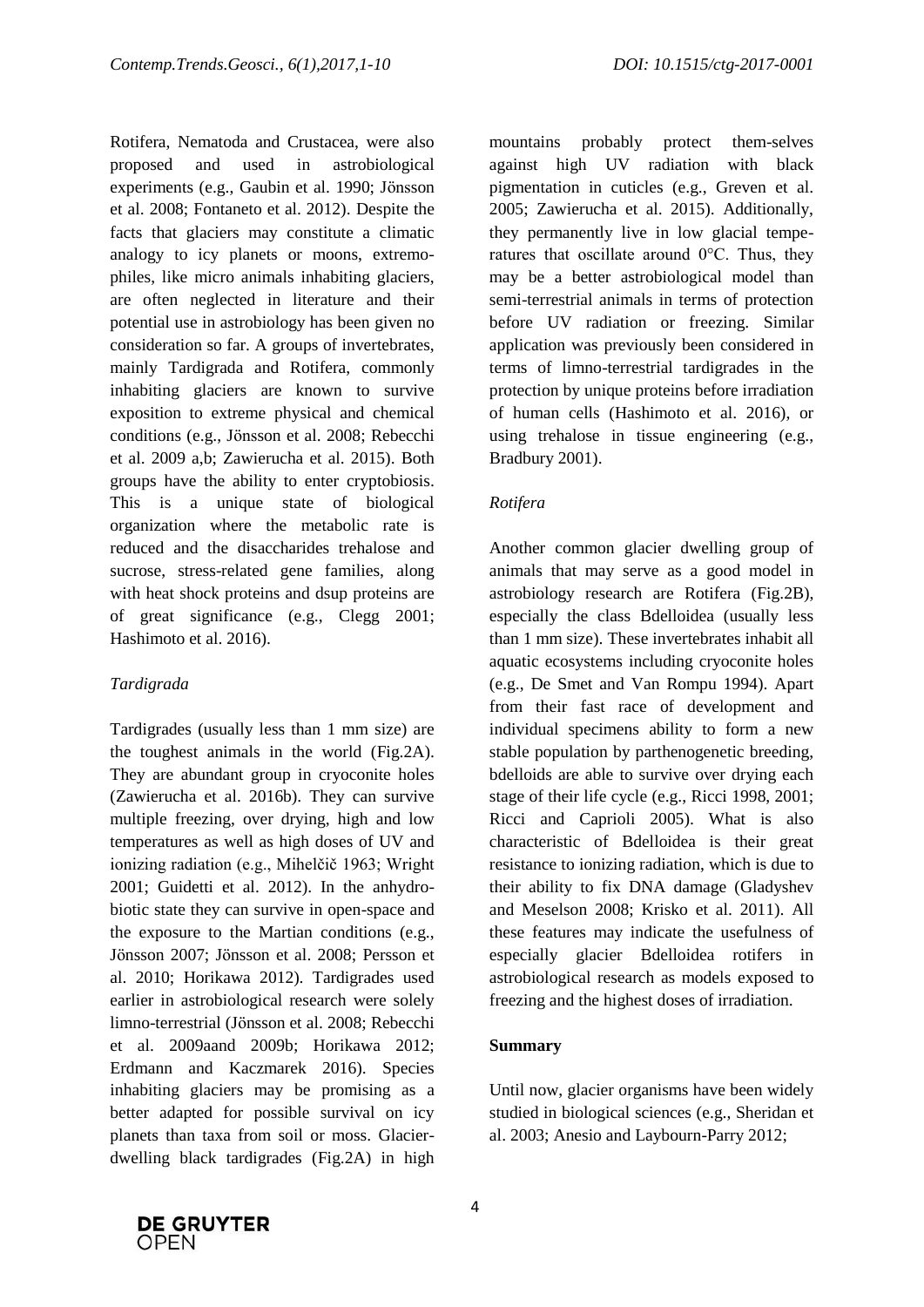Rotifera, Nematoda and Crustacea, were also proposed and used in astrobiological experiments (e.g., Gaubin et al. 1990; Jönsson et al. 2008; Fontaneto et al. 2012). Despite the facts that glaciers may constitute a climatic analogy to icy planets or moons, extremophiles, like micro animals inhabiting glaciers, are often neglected in literature and their potential use in astrobiology has been given no consideration so far. A groups of invertebrates, mainly Tardigrada and Rotifera, commonly inhabiting glaciers are known to survive exposition to extreme physical and chemical conditions (e.g., Jönsson et al. 2008; Rebecchi et al. 2009 a,b; Zawierucha et al. 2015). Both groups have the ability to enter cryptobiosis. This is a unique state of biological organization where the metabolic rate is reduced and the disaccharides trehalose and sucrose, stress-related gene families, along with heat shock proteins and dsup proteins are of great significance (e.g., Clegg 2001; Hashimoto et al. 2016).

### *Tardigrada*

Tardigrades (usually less than 1 mm size) are the toughest animals in the world (Fig.2A). They are abundant group in cryoconite holes (Zawierucha et al. 2016b). They can survive multiple freezing, over drying, high and low temperatures as well as high doses of UV and ionizing radiation (e.g., Mihelčič 1963; Wright 2001; Guidetti et al. 2012). In the anhydrobiotic state they can survive in open-space and the exposure to the Martian conditions (e.g., Jönsson 2007; Jönsson et al. 2008; Persson et al. 2010; Horikawa 2012). Tardigrades used earlier in astrobiological research were solely limno-terrestrial (Jönsson et al. 2008; Rebecchi et al. 2009aand 2009b; Horikawa 2012; Erdmann and Kaczmarek 2016). Species inhabiting glaciers may be promising as a better adapted for possible survival on icy planets than taxa from soil or moss. Glacier-dwelling black tardigrades (Fig.2A) in high mountains probably protect them-selves against high UV radiation with black pigmentation in cuticles (e.g., Greven et al. 2005; Zawierucha et al. 2015). Additionally, they permanently live in low glacial temperatures that oscillate around 0°C. Thus, they may be a better astrobiological model than semi-terrestrial animals in terms of protection before UV radiation or freezing. Similar application was previously been considered in terms of limno-terrestrial tardigrades in the protection by unique proteins before irradiation of human cells (Hashimoto et al. 2016), or using trehalose in tissue engineering (e.g., Bradbury 2001).

### *Rotifera*

Another common glacier dwelling group of animals that may serve as a good model in astrobiology research are Rotifera (Fig.2B), especially the class Bdelloidea (usually less than 1 mm size). These invertebrates inhabit all aquatic ecosystems including cryoconite holes (e.g., De Smet and Van Rompu 1994). Apart from their fast race of development and individual specimens ability to form a new stable population by parthenogenetic breeding, bdelloids are able to survive over drying each stage of their life cycle (e.g., Ricci 1998, 2001; Ricci and Caprioli 2005). What is also characteristic of Bdelloidea is their great resistance to ionizing radiation, which is due to their ability to fix DNA damage (Gladyshev and Meselson 2008; Krisko et al. 2011). All these features may indicate the usefulness of especially glacier Bdelloidea rotifers in astrobiological research as models exposed to freezing and the highest doses of irradiation.

## Summary

Until now, glacier organisms have been widely studied in biological sciences (e.g., Sheridan et al. 2003; Anesio and Laybourn-Parry 2012;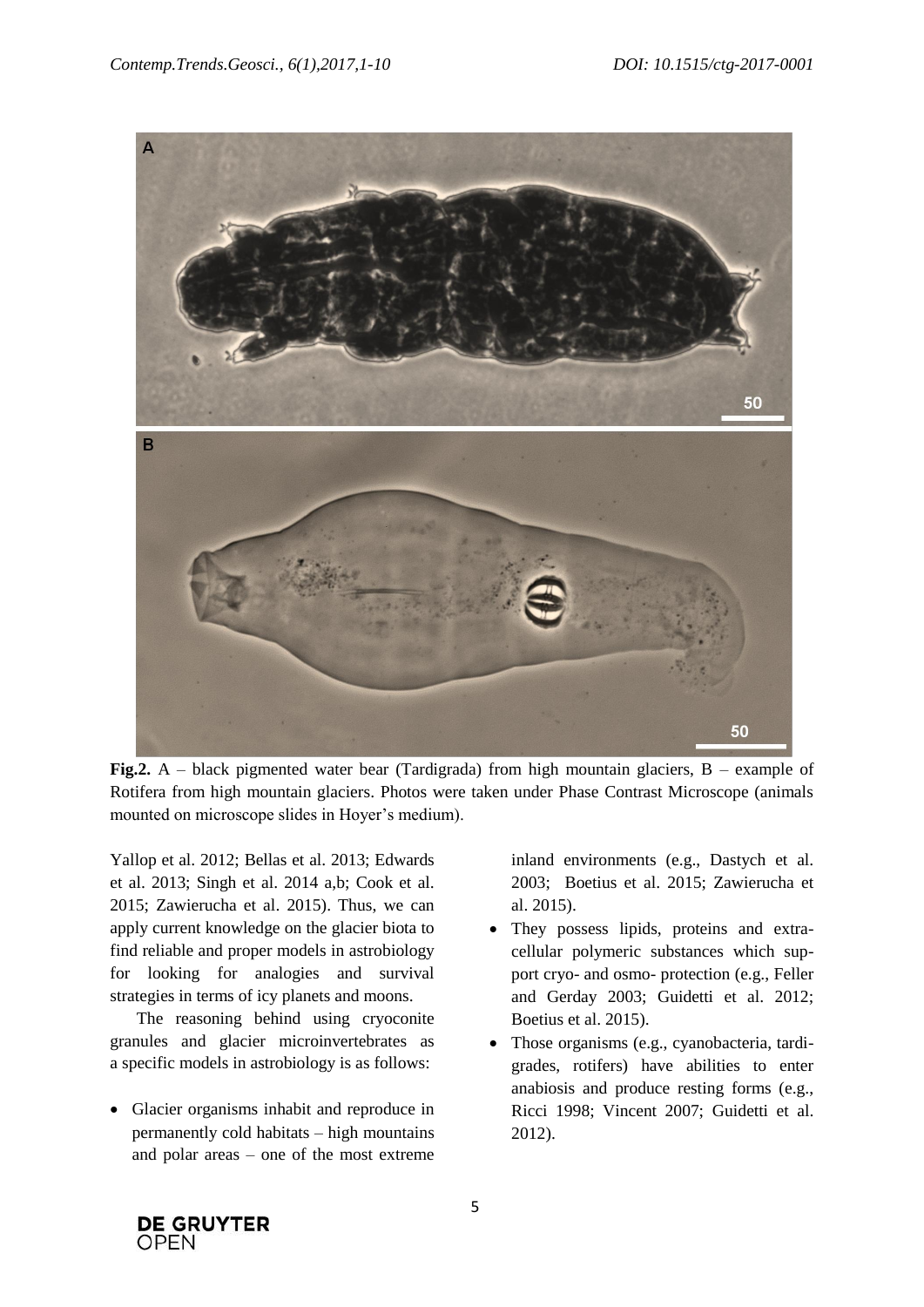**Fig.2.** A – black pigmented water bear (Tardigrada) from high mountain glaciers, B – example of Rotifera from high mountain glaciers. Photos were taken under Phase Contrast Microscope (animals mounted on microscope slides in Hoyer's medium).

Yallop et al. 2012; Bellas et al. 2013; Edwards et al. 2013; Singh et al. 2014 a,b; Cook et al. 2015; Zawierucha et al. 2015). Thus, we can apply current knowledge on the glacier biota to find reliable and proper models in astrobiology for looking for analogies and survival strategies in terms of icy planets and moons.

The reasoning behind using cryoconite granules and glacier microinvertebrates as a specific models in astrobiology is as follows:

- Glacier organisms inhabit and reproduce in permanently cold habitats – high mountains and polar areas – one of the most extreme inland environments (e.g., Dastych et al. 2003; Boetius et al. 2015; Zawierucha et al. 2015).
- They possess lipids, proteins and extra-cellular polymeric substances which support cryo- and osmo- protection (e.g., Feller and Gerday 2003; Guidetti et al. 2012; Boetius et al. 2015).
- Those organisms (e.g., cyanobacteria, tardigrades, rotifers) have abilities to enter anabiosis and produce resting forms (e.g., Ricci 1998; Vincent 2007; Guidetti et al. 2012).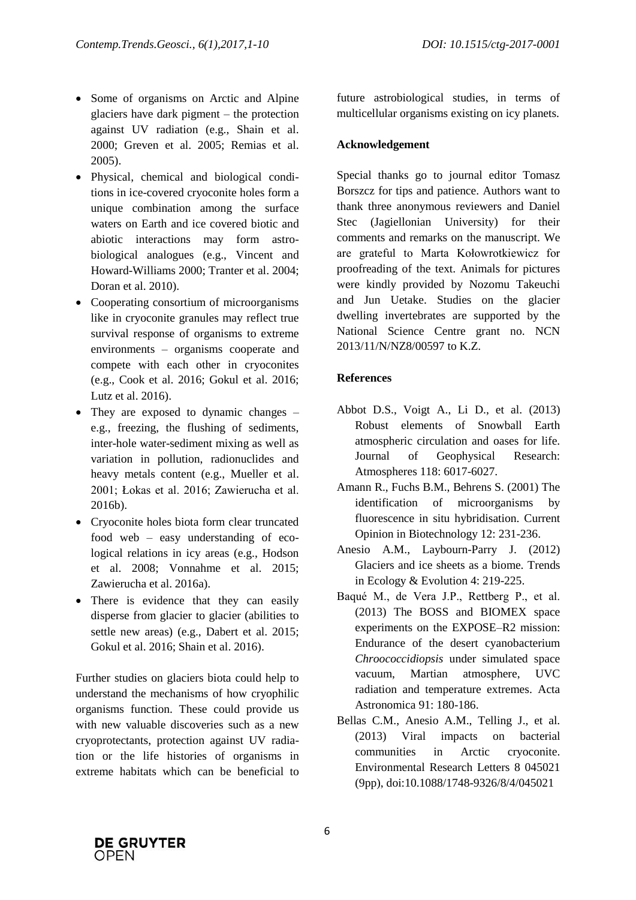- Some of organisms on Arctic and Alpine glaciers have dark pigment – the protection against UV radiation (e.g., Shain et al. 2000; Greven et al. 2005; Remias et al. 2005).
- Physical, chemical and biological conditions in ice-covered cryoconite holes form a unique combination among the surface waters on Earth and ice covered biotic and abiotic interactions may form astrobiological analogues (e.g., Vincent and Howard-Williams 2000; Tranter et al. 2004; Doran et al. 2010).
- Cooperating consortium of microorganisms like in cryoconite granules may reflect true survival response of organisms to extreme environments – organisms cooperate and compete with each other in cryoconites (e.g., Cook et al. 2016; Gokul et al. 2016; Lutz et al. 2016).
- They are exposed to dynamic changes – e.g., freezing, the flushing of sediments, inter-hole water-sediment mixing as well as variation in pollution, radionuclides and heavy metals content (e.g., Mueller et al. 2001; Łokas et al. 2016; Zawierucha et al. 2016b).
- Cryoconite holes biota form clear truncated food web – easy understanding of ecological relations in icy areas (e.g., Hodson et al. 2008; Vonnahme et al. 2015; Zawierucha et al. 2016a).
- There is evidence that they can easily disperse from glacier to glacier (abilities to settle new areas) (e.g., Dabert et al. 2015; Gokul et al. 2016; Shain et al. 2016).

Further studies on glaciers biota could help to understand the mechanisms of how cryophilic organisms function. These could provide us with new valuable discoveries such as a new cryoprotectants, protection against UV radiation or the life histories of organisms in extreme habitats which can be beneficial to future astrobiological studies, in terms of multicellular organisms existing on icy planets.

## Acknowledgement

Special thanks go to journal editor Tomasz Borszcz for tips and patience. Authors want to thank three anonymous reviewers and Daniel Stec (Jagiellonian University) for their comments and remarks on the manuscript. We are grateful to Marta Kołowrotkiewicz for proofreading of the text. Animals for pictures were kindly provided by Nozomu Takeuchi and Jun Uetake. Studies on the glacier dwelling invertebrates are supported by the National Science Centre grant no. NCN 2013/11/N/NZ8/00597 to K.Z.

## References

Abbot D.S., Voigt A., Li D., et al. (2013) Robust elements of Snowball Earth atmospheric circulation and oases for life. Journal of Geophysical Research: Atmospheres 118: 6017-6027.

Amann R., Fuchs B.M., Behrens S. (2001) The identification of microorganisms by fluorescence in situ hybridisation. Current Opinion in Biotechnology 12: 231-236.

Anesio A.M., Laybourn-Parry J. (2012) Glaciers and ice sheets as a biome. Trends in Ecology & Evolution 4: 219-225.

Baqué M., de Vera J.P., Rettberg P., et al. (2013) The BOSS and BIOMEX space experiments on the EXPOSE–R2 mission: Endurance of the desert cyanobacterium *Chroococcidiopsis* under simulated space vacuum, Martian atmosphere, UVC radiation and temperature extremes. Acta Astronomica 91: 180-186.

Bellas C.M., Anesio A.M., Telling J., et al. (2013) Viral impacts on bacterial communities in Arctic cryoconite. Environmental Research Letters 8 045021 (9pp), doi:10.1088/1748-9326/8/4/045021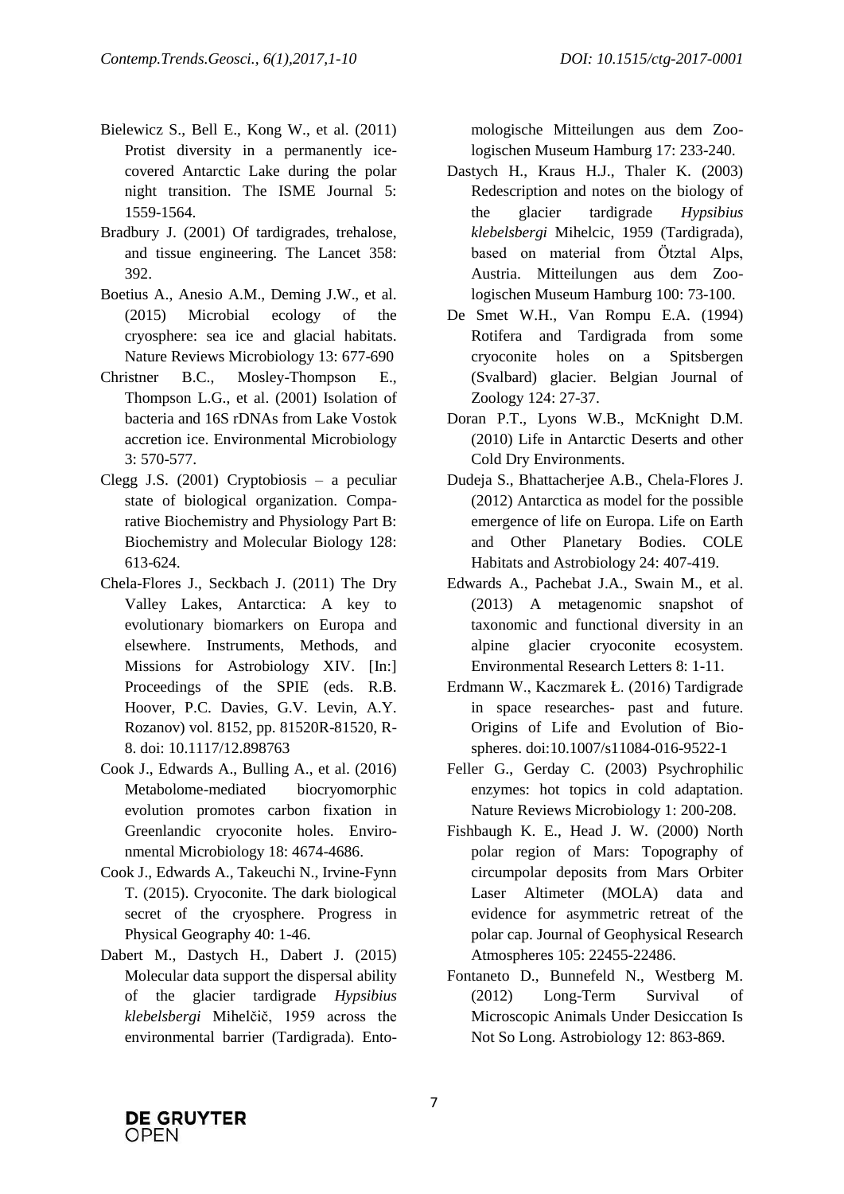Bielewicz S., Bell E., Kong W., et al. (2011) Protist diversity in a permanently ice-covered Antarctic Lake during the polar night transition. The ISME Journal 5: 1559-1564.

Bradbury J. (2001) Of tardigrades, trehalose, and tissue engineering. The Lancet 358: 392.

Boetius A., Anesio A.M., Deming J.W., et al. (2015) Microbial ecology of the cryosphere: sea ice and glacial habitats. Nature Reviews Microbiology 13: 677-690

Christner B.C., Mosley-Thompson E., Thompson L.G., et al. (2001) Isolation of bacteria and 16S rDNAs from Lake Vostok accretion ice. Environmental Microbiology 3: 570-577.

Clegg J.S. (2001) Cryptobiosis – a peculiar state of biological organization. Comparative Biochemistry and Physiology Part B: Biochemistry and Molecular Biology 128: 613-624.

Chela-Flores J., Seckbach J. (2011) The Dry Valley Lakes, Antarctica: A key to evolutionary biomarkers on Europa and elsewhere. Instruments, Methods, and Missions for Astrobiology XIV. [In:] Proceedings of the SPIE (eds. R.B. Hoover, P.C. Davies, G.V. Levin, A.Y. Rozanov) vol. 8152, pp. 81520R-81520, R-8. doi: 10.1117/12.898763

Cook J., Edwards A., Bulling A., et al. (2016) Metabolome-mediated biocryomorphic evolution promotes carbon fixation in Greenlandic cryoconite holes. Environmental Microbiology 18: 4674-4686.

Cook J., Edwards A., Takeuchi N., Irvine-Fynn T. (2015). Cryoconite. The dark biological secret of the cryosphere. Progress in Physical Geography 40: 1-46.

Dabert M., Dastych H., Dabert J. (2015) Molecular data support the dispersal ability of the glacier tardigrade *Hypsibius klebelsbergi* Mihelčič, 1959 across the environmental barrier (Tardigrada). Entomologische Mitteilungen aus dem Zoologischen Museum Hamburg 17: 233-240.

Dastych H., Kraus H.J., Thaler K. (2003) Redescription and notes on the biology of the glacier tardigrade *Hypsibius klebelsbergi* Mihelcic, 1959 (Tardigrada), based on material from Ötztal Alps, Austria. Mitteilungen aus dem Zoologischen Museum Hamburg 100: 73-100.

De Smet W.H., Van Rompu E.A. (1994) Rotifera and Tardigrada from some cryoconite holes on a Spitsbergen (Svalbard) glacier. Belgian Journal of Zoology 124: 27-37.

Doran P.T., Lyons W.B., McKnight D.M. (2010) Life in Antarctic Deserts and other Cold Dry Environments.

Dudeja S., Bhattacherjee A.B., Chela-Flores J. (2012) Antarctica as model for the possible emergence of life on Europa. Life on Earth and Other Planetary Bodies. COLE Habitats and Astrobiology 24: 407-419.

Edwards A., Pachebat J.A., Swain M., et al. (2013) A metagenomic snapshot of taxonomic and functional diversity in an alpine glacier cryoconite ecosystem. Environmental Research Letters 8: 1-11.

Erdmann W., Kaczmarek Ł. (2016) Tardigrade in space researches- past and future. Origins of Life and Evolution of Biospheres. doi:10.1007/s11084-016-9522-1

Feller G., Gerday C. (2003) Psychrophilic enzymes: hot topics in cold adaptation. Nature Reviews Microbiology 1: 200-208.

Fishbaugh K. E., Head J. W. (2000) North polar region of Mars: Topography of circumpolar deposits from Mars Orbiter Laser Altimeter (MOLA) data and evidence for asymmetric retreat of the polar cap. Journal of Geophysical Research Atmospheres 105: 22455-22486.

Fontaneto D., Bunnefeld N., Westberg M. (2012) Long-Term Survival of Microscopic Animals Under Desiccation Is Not So Long. Astrobiology 12: 863-869.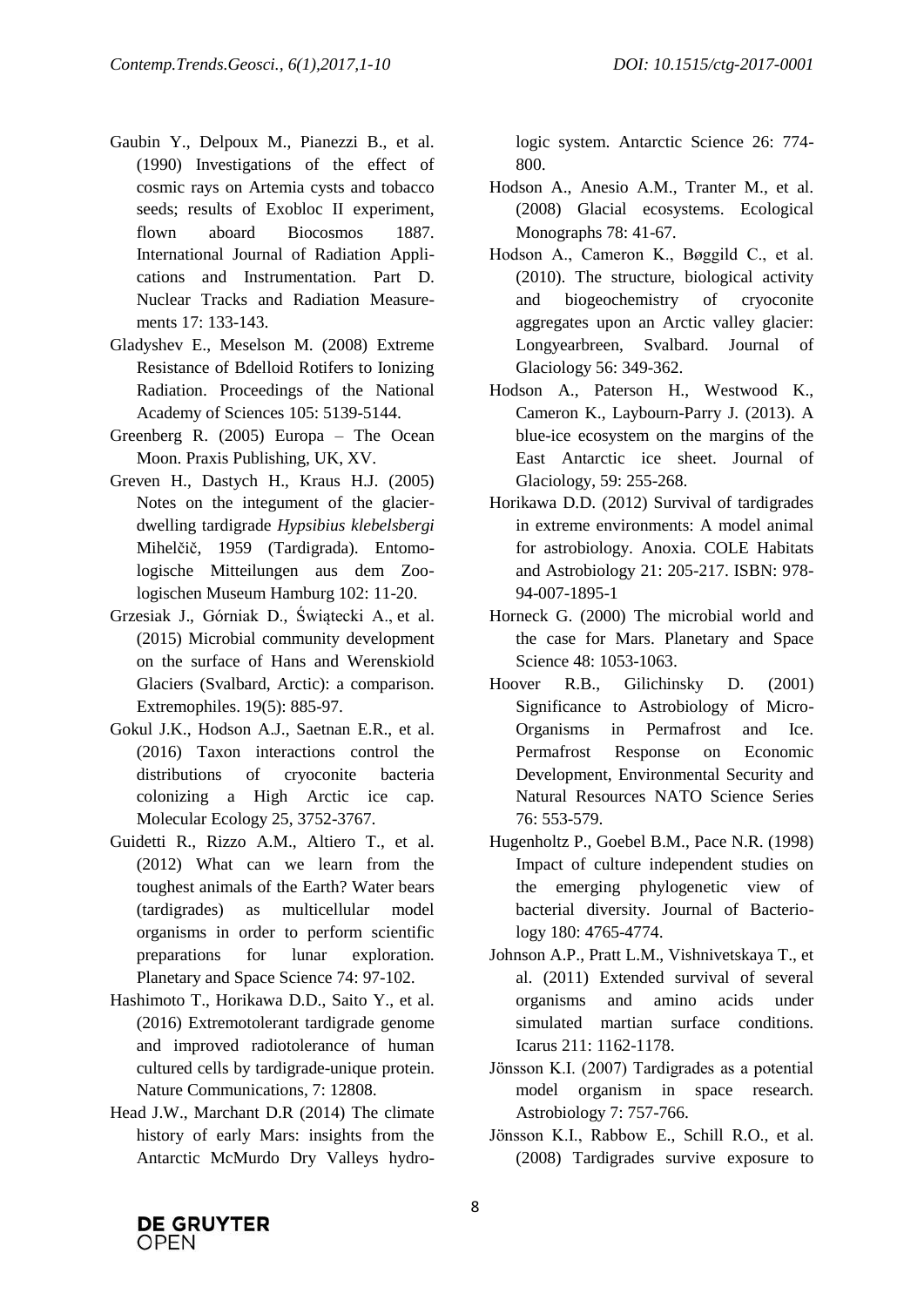Gaubin Y., Delpoux M., Pianezzi B., et al. (1990) Investigations of the effect of cosmic rays on Artemia cysts and tobacco seeds; results of Exobloc II experiment, flown aboard Biocosmos 1887. International Journal of Radiation Applications and Instrumentation. Part D. Nuclear Tracks and Radiation Measurements 17: 133-143.

Gladyshev E., Meselson M. (2008) Extreme Resistance of Bdelloid Rotifers to Ionizing Radiation. Proceedings of the National Academy of Sciences 105: 5139-5144.

Greenberg R. (2005) Europa – The Ocean Moon. Praxis Publishing, UK, XV.

Greven H., Dastych H., Kraus H.J. (2005) Notes on the integument of the glacier-dwelling tardigrade *Hypsibius klebelsbergi* Mihelčič, 1959 (Tardigrada). Entomologische Mitteilungen aus dem Zoologischen Museum Hamburg 102: 11-20.

Grzesiak J., Górniak D., Świątecki A., et al. (2015) Microbial community development on the surface of Hans and Werenskiold Glaciers (Svalbard, Arctic): a comparison. Extremophiles. 19(5): 885-97.

Gokul J.K., Hodson A.J., Saetnan E.R., et al. (2016) Taxon interactions control the distributions of cryoconite bacteria colonizing a High Arctic ice cap. Molecular Ecology 25, 3752-3767.

Guidetti R., Rizzo A.M., Altiero T., et al. (2012) What can we learn from the toughest animals of the Earth? Water bears (tardigrades) as multicellular model organisms in order to perform scientific preparations for lunar exploration. Planetary and Space Science 74: 97-102.

Hashimoto T., Horikawa D.D., Saito Y., et al. (2016) Extremotolerant tardigrade genome and improved radiotolerance of human cultured cells by tardigrade-unique protein. Nature Communications, 7: 12808.

Head J.W., Marchant D.R (2014) The climate history of early Mars: insights from the Antarctic McMurdo Dry Valleys hydrologic system. Antarctic Science 26: 774-800.

Hodson A., Anesio A.M., Tranter M., et al. (2008) Glacial ecosystems. Ecological Monographs 78: 41-67.

Hodson A., Cameron K., Bøggild C., et al. (2010). The structure, biological activity and biogeochemistry of cryoconite aggregates upon an Arctic valley glacier: Longyearbreen, Svalbard. Journal of Glaciology 56: 349-362.

Hodson A., Paterson H., Westwood K., Cameron K., Laybourn-Parry J. (2013). A blue-ice ecosystem on the margins of the East Antarctic ice sheet. Journal of Glaciology, 59: 255-268.

Horikawa D.D. (2012) Survival of tardigrades in extreme environments: A model animal for astrobiology. Anoxia. COLE Habitats and Astrobiology 21: 205-217. ISBN: 978-94-007-1895-1

Horneck G. (2000) The microbial world and the case for Mars. Planetary and Space Science 48: 1053-1063.

Hoover R.B., Gilichinsky D. (2001) Significance to Astrobiology of Micro-Organisms in Permafrost and Ice. Permafrost Response on Economic Development, Environmental Security and Natural Resources NATO Science Series 76: 553-579.

Hugenholtz P., Goebel B.M., Pace N.R. (1998) Impact of culture independent studies on the emerging phylogenetic view of bacterial diversity. Journal of Bacteriology 180: 4765-4774.

Johnson A.P., Pratt L.M., Vishnivetskaya T., et al. (2011) Extended survival of several organisms and amino acids under simulated martian surface conditions. Icarus 211: 1162-1178.

Jönsson K.I. (2007) Tardigrades as a potential model organism in space research. Astrobiology 7: 757-766.

Jönsson K.I., Rabbow E., Schill R.O., et al. (2008) Tardigrades survive exposure to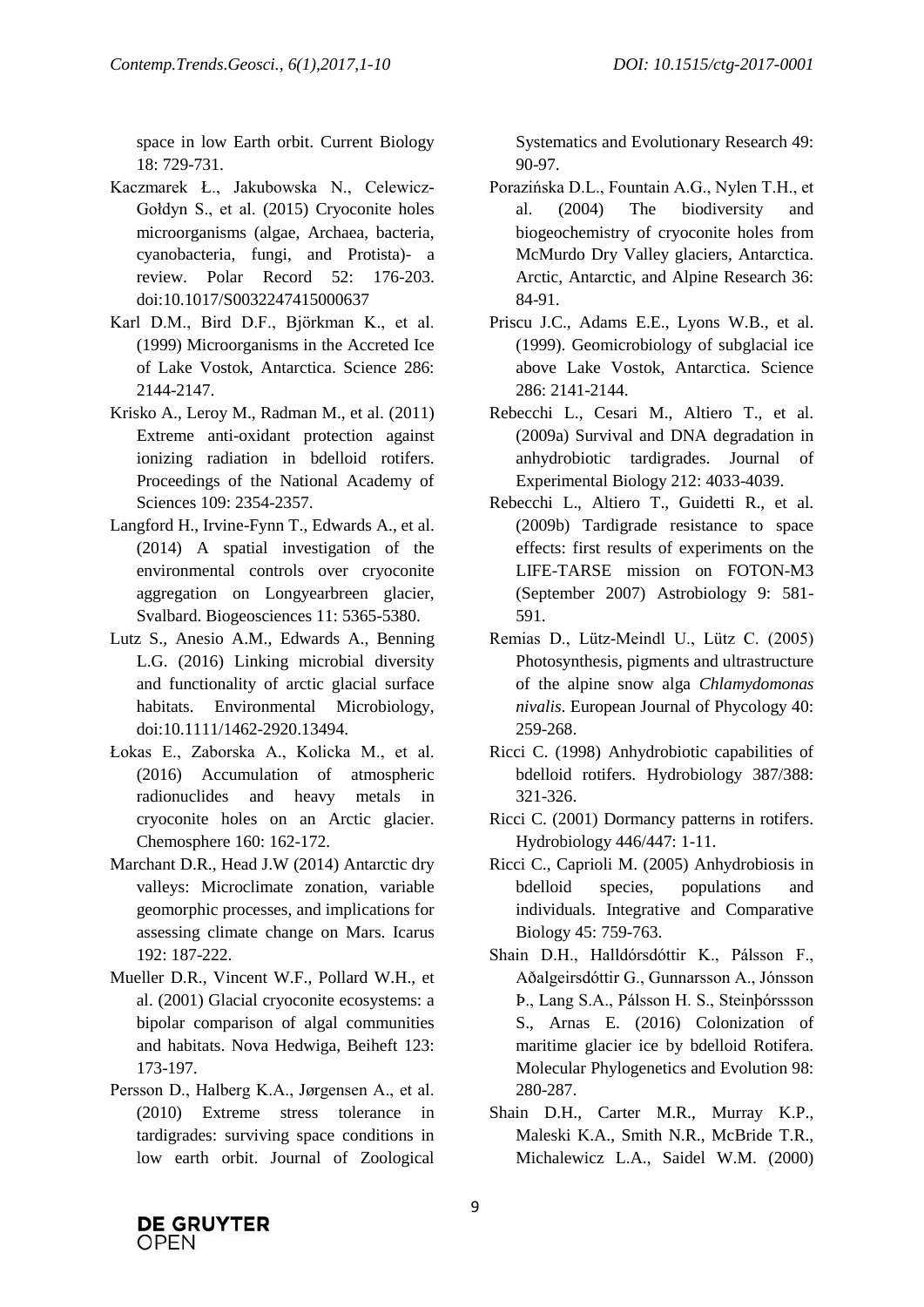space in low Earth orbit. Current Biology 18: 729-731.

Kaczmarek Ł., Jakubowska N., Celewicz-Gołdyn S., et al. (2015) Cryoconite holes microorganisms (algae, Archaea, bacteria, cyanobacteria, fungi, and Protista)- a review. Polar Record 52: 176-203. doi:10.1017/S0032247415000637

Karl D.M., Bird D.F., Björkman K., et al. (1999) Microorganisms in the Accreted Ice of Lake Vostok, Antarctica. Science 286: 2144-2147.

Krisko A., Leroy M., Radman M., et al. (2011) Extreme anti-oxidant protection against ionizing radiation in bdelloid rotifers. Proceedings of the National Academy of Sciences 109: 2354-2357.

Langford H., Irvine-Fynn T., Edwards A., et al. (2014) A spatial investigation of the environmental controls over cryoconite aggregation on Longyearbreen glacier, Svalbard. Biogeosciences 11: 5365-5380.

Lutz S., Anesio A.M., Edwards A., Benning L.G. (2016) Linking microbial diversity and functionality of arctic glacial surface habitats. Environmental Microbiology, doi:10.1111/1462-2920.13494.

Łokas E., Zaborska A., Kolicka M., et al. (2016) Accumulation of atmospheric radionuclides and heavy metals in cryoconite holes on an Arctic glacier. Chemosphere 160: 162-172.

Marchant D.R., Head J.W (2014) Antarctic dry valleys: Microclimate zonation, variable geomorphic processes, and implications for assessing climate change on Mars. Icarus 192: 187-222.

Mueller D.R., Vincent W.F., Pollard W.H., et al. (2001) Glacial cryoconite ecosystems: a bipolar comparison of algal communities and habitats. Nova Hedwiga, Beiheft 123: 173-197.

Persson D., Halberg K.A., Jørgensen A., et al. (2010) Extreme stress tolerance in tardigrades: surviving space conditions in low earth orbit. Journal of Zoological Systematics and Evolutionary Research 49: 90-97.

Porazińska D.L., Fountain A.G., Nylen T.H., et al. (2004) The biodiversity and biogeochemistry of cryoconite holes from McMurdo Dry Valley glaciers, Antarctica. Arctic, Antarctic, and Alpine Research 36: 84-91.

Priscu J.C., Adams E.E., Lyons W.B., et al. (1999). Geomicrobiology of subglacial ice above Lake Vostok, Antarctica. Science 286: 2141-2144.

Rebecchi L., Cesari M., Altiero T., et al. (2009a) Survival and DNA degradation in anhydrobiotic tardigrades. Journal of Experimental Biology 212: 4033-4039.

Rebecchi L., Altiero T., Guidetti R., et al. (2009b) Tardigrade resistance to space effects: first results of experiments on the LIFE-TARSE mission on FOTON-M3 (September 2007) Astrobiology 9: 581-591.

Remias D., Lütz-Meindl U., Lütz C. (2005) Photosynthesis, pigments and ultrastructure of the alpine snow alga *Chlamydomonas nivalis*. European Journal of Phycology 40: 259-268.

Ricci C. (1998) Anhydrobiotic capabilities of bdelloid rotifers. Hydrobiology 387/388: 321-326.

Ricci C. (2001) Dormancy patterns in rotifers. Hydrobiology 446/447: 1-11.

Ricci C., Caprioli M. (2005) Anhydrobiosis in bdelloid species, populations and individuals. Integrative and Comparative Biology 45: 759-763.

Shain D.H., Halldórsdóttir K., Pálsson F., Aðalgeirsdóttir G., Gunnarsson A., Jónsson Þ., Lang S.A., Pálsson H. S., Steinþórssson S., Arnas E. (2016) Colonization of maritime glacier ice by bdelloid Rotifera. Molecular Phylogenetics and Evolution 98: 280-287.

Shain D.H., Carter M.R., Murray K.P., Maleski K.A., Smith N.R., McBride T.R., Michalewicz L.A., Saidel W.M. (2000)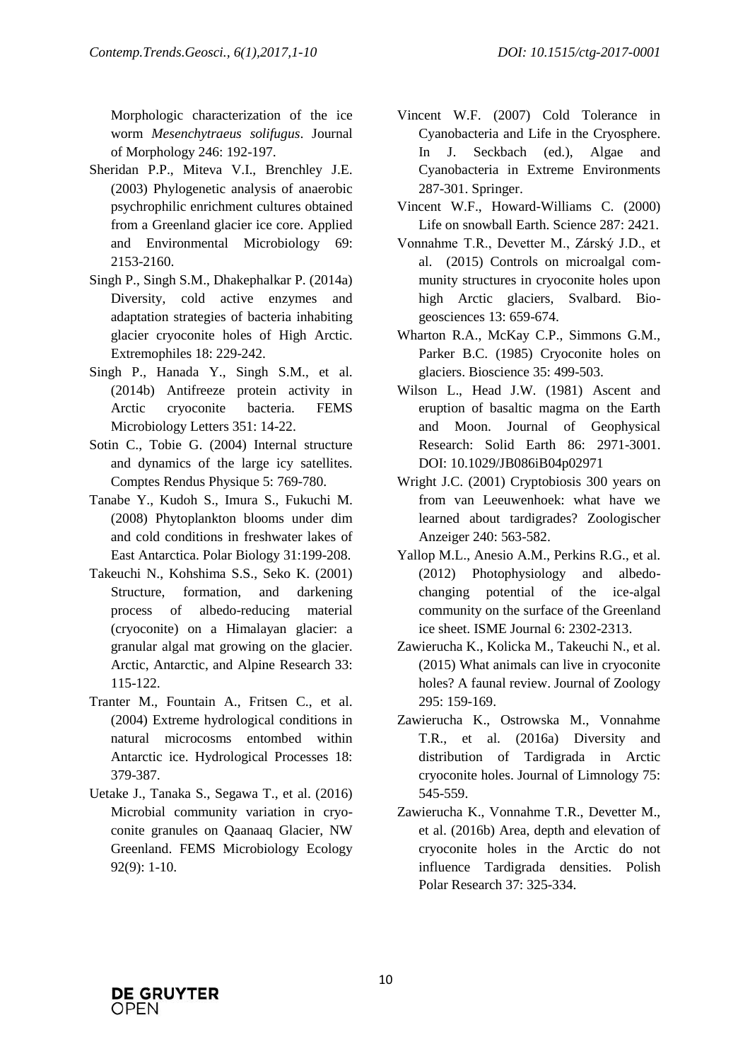Morphologic characterization of the ice worm *Mesenchytraeus solifugus*. Journal of Morphology 246: 192-197.

Sheridan P.P., Miteva V.I., Brenchley J.E. (2003) Phylogenetic analysis of anaerobic psychrophilic enrichment cultures obtained from a Greenland glacier ice core. Applied and Environmental Microbiology 69: 2153-2160.

Singh P., Singh S.M., Dhakephalkar P. (2014a) Diversity, cold active enzymes and adaptation strategies of bacteria inhabiting glacier cryoconite holes of High Arctic. Extremophiles 18: 229-242.

Singh P., Hanada Y., Singh S.M., et al. (2014b) Antifreeze protein activity in Arctic cryoconite bacteria. FEMS Microbiology Letters 351: 14-22.

Sotin C., Tobie G. (2004) Internal structure and dynamics of the large icy satellites. Comptes Rendus Physique 5: 769-780.

Tanabe Y., Kudoh S., Imura S., Fukuchi M. (2008) Phytoplankton blooms under dim and cold conditions in freshwater lakes of East Antarctica. Polar Biology 31:199-208.

Takeuchi N., Kohshima S.S., Seko K. (2001) Structure, formation, and darkening process of albedo-reducing material (cryoconite) on a Himalayan glacier: a granular algal mat growing on the glacier. Arctic, Antarctic, and Alpine Research 33: 115-122.

Tranter M., Fountain A., Fritsen C., et al. (2004) Extreme hydrological conditions in natural microcosms entombed within Antarctic ice. Hydrological Processes 18: 379-387.

Uetake J., Tanaka S., Segawa T., et al. (2016) Microbial community variation in cryoconite granules on Qaanaaq Glacier, NW Greenland. FEMS Microbiology Ecology 92(9): 1-10.

Vincent W.F. (2007) Cold Tolerance in Cyanobacteria and Life in the Cryosphere. In J. Seckbach (ed.), Algae and Cyanobacteria in Extreme Environments 287-301. Springer.

Vincent W.F., Howard-Williams C. (2000) Life on snowball Earth. Science 287: 2421.

Vonnahme T.R., Devetter M., Zárský J.D., et al. (2015) Controls on microalgal community structures in cryoconite holes upon high Arctic glaciers, Svalbard. Biogeosciences 13: 659-674.

Wharton R.A., McKay C.P., Simmons G.M., Parker B.C. (1985) Cryoconite holes on glaciers. Bioscience 35: 499-503.

Wilson L., Head J.W. (1981) Ascent and eruption of basaltic magma on the Earth and Moon. Journal of Geophysical Research: Solid Earth 86: 2971-3001. DOI: 10.1029/JB086iB04p02971

Wright J.C. (2001) Cryptobiosis 300 years on from van Leeuwenhoek: what have we learned about tardigrades? Zoologischer Anzeiger 240: 563-582.

Yallop M.L., Anesio A.M., Perkins R.G., et al. (2012) Photophysiology and albedo-changing potential of the ice-algal community on the surface of the Greenland ice sheet. ISME Journal 6: 2302-2313.

Zawierucha K., Kolicka M., Takeuchi N., et al. (2015) What animals can live in cryoconite holes? A faunal review. Journal of Zoology 295: 159-169.

Zawierucha K., Ostrowska M., Vonnahme T.R., et al. (2016a) Diversity and distribution of Tardigrada in Arctic cryoconite holes. Journal of Limnology 75: 545-559.

Zawierucha K., Vonnahme T.R., Devetter M., et al. (2016b) Area, depth and elevation of cryoconite holes in the Arctic do not influence Tardigrada densities. Polish Polar Research 37: 325-334.